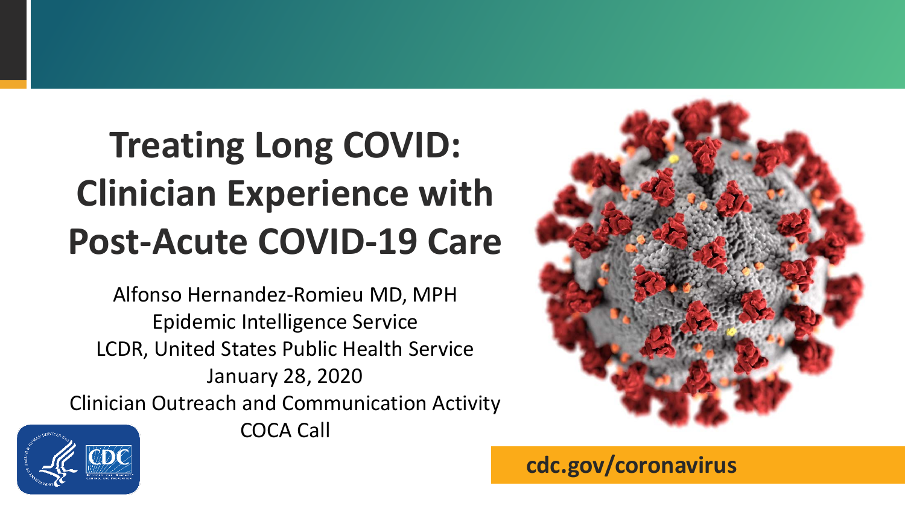# Treating Long COVID: Clinician Experience with Post-Acute COVID-19 Care

Alfonso Hernandez-Romieu MD, MPH
Epidemic Intelligence Service
LCDR, United States Public Health Service
January 28, 2020
Clinician Outreach and Communication Activity
COCA Call

cdc.gov/coronavirus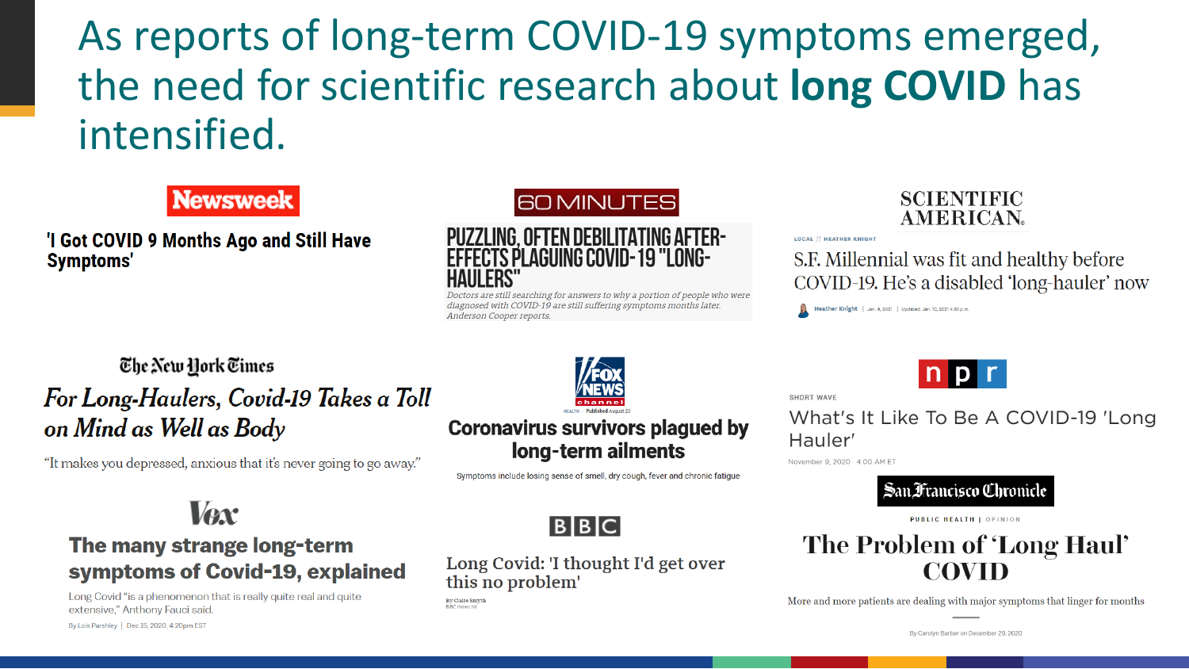# As reports of long-term COVID-19 symptoms emerged, the need for scientific research about **long COVID** has intensified.

**Newsweek**

**'I Got COVID 9 Months Ago and Still Have Symptoms'**

**60 MINUTES**

**PUZZLING, OFTEN DEBILITATING AFTER-EFFECTS PLAGUING COVID-19 "LONG-HAULERS"**

*Doctors are still searching for answers to why a portion of people who were diagnosed with COVID-19 are still suffering symptoms months later. Anderson Cooper reports.*

**SCIENTIFIC AMERICAN**

LOCAL // HEATHER KNIGHT

S.F. Millennial was fit and healthy before COVID-19. He's a disabled 'long-hauler' now

Heather Knight | Jan. 9, 2021 | Updated: Jan. 10, 2021 4:30 p.m.

**The New York Times**

***For Long-Haulers, Covid-19 Takes a Toll on Mind as Well as Body***

"It makes you depressed, anxious that it's never going to go away."

**FOX NEWS channel**

HEALTH Published August 23

**Coronavirus survivors plagued by long-term ailments**

Symptoms include losing sense of smell, dry cough, fever and chronic fatigue

**npr**

SHORT WAVE

What's It Like To Be A COVID-19 'Long Hauler'

November 9, 2020 · 4:00 AM ET

**Vox**

**The many strange long-term symptoms of Covid-19, explained**

Long Covid "is a phenomenon that is really quite real and quite extensive," Anthony Fauci said.

By Lois Parshley | Dec 15, 2020, 4:20pm EST

**BBC**

Long Covid: 'I thought I'd get over this no problem'

By Claire Smyth
BBC News NI

**San Francisco Chronicle**

PUBLIC HEALTH | OPINION

**The Problem of 'Long Haul' COVID**

More and more patients are dealing with major symptoms that linger for months

By Carolyn Barber on December 29, 2020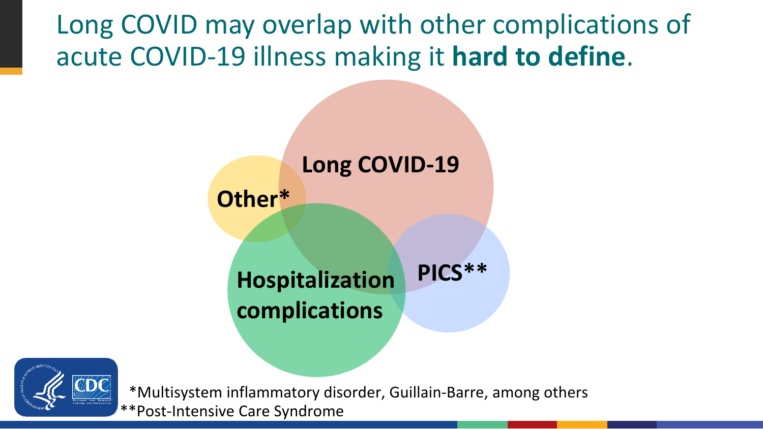# Long COVID may overlap with other complications of acute COVID-19 illness making it **hard to define**.

**Long COVID-19**

**Other***

**Hospitalization complications**

**PICS****

*Multisystem inflammatory disorder, Guillain-Barre, among others

**Post-Intensive Care Syndrome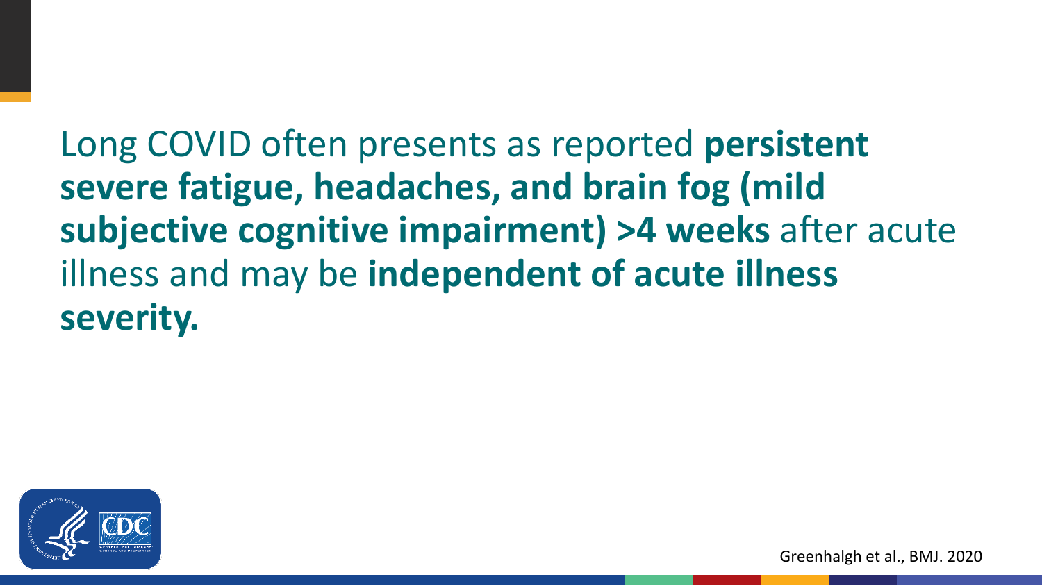Long COVID often presents as reported **persistent severe fatigue, headaches, and brain fog (mild subjective cognitive impairment) >4 weeks** after acute illness and may be **independent of acute illness severity.**

Greenhalgh et al., BMJ. 2020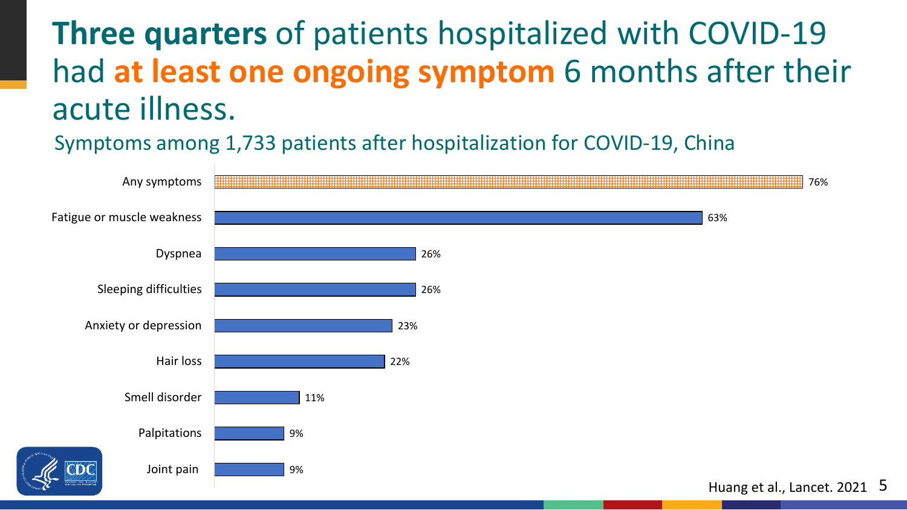# **Three quarters** of patients hospitalized with COVID-19 had **at least one ongoing symptom** 6 months after their acute illness.

Symptoms among 1,733 patients after hospitalization for COVID-19, China

| Symptom | Percentage |
| --- | --- |
| Any symptoms | 76% |
| Fatigue or muscle weakness | 63% |
| Dyspnea | 26% |
| Sleeping difficulties | 26% |
| Anxiety or depression | 23% |
| Hair loss | 22% |
| Smell disorder | 11% |
| Palpitations | 9% |
| Joint pain | 9% |

Huang et al., Lancet. 2021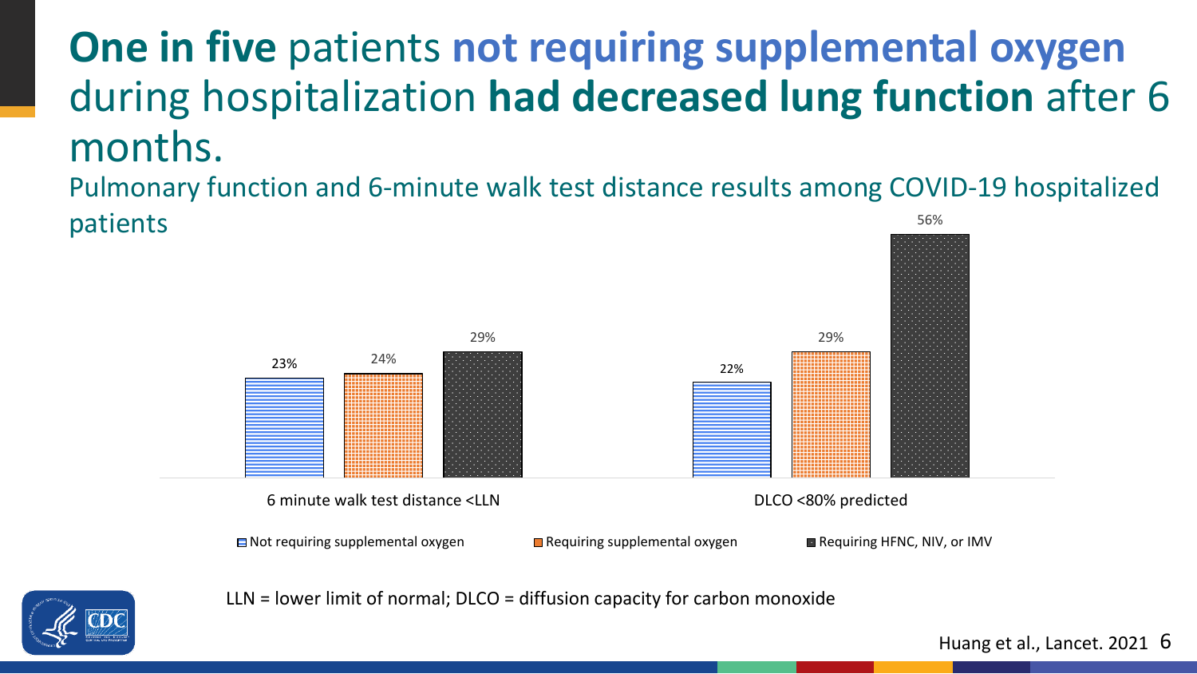# **One in five** patients **not requiring supplemental oxygen** during hospitalization **had decreased lung function** after 6 months.

Pulmonary function and 6-minute walk test distance results among COVID-19 hospitalized patients

| | Not requiring supplemental oxygen | Requiring supplemental oxygen | Requiring HFNC, NIV, or IMV |
|---|---|---|---|
| 6 minute walk test distance <LLN | 23% | 24% | 29% |
| DLCO <80% predicted | 22% | 29% | 56% |

LLN = lower limit of normal; DLCO = diffusion capacity for carbon monoxide

Huang et al., Lancet. 2021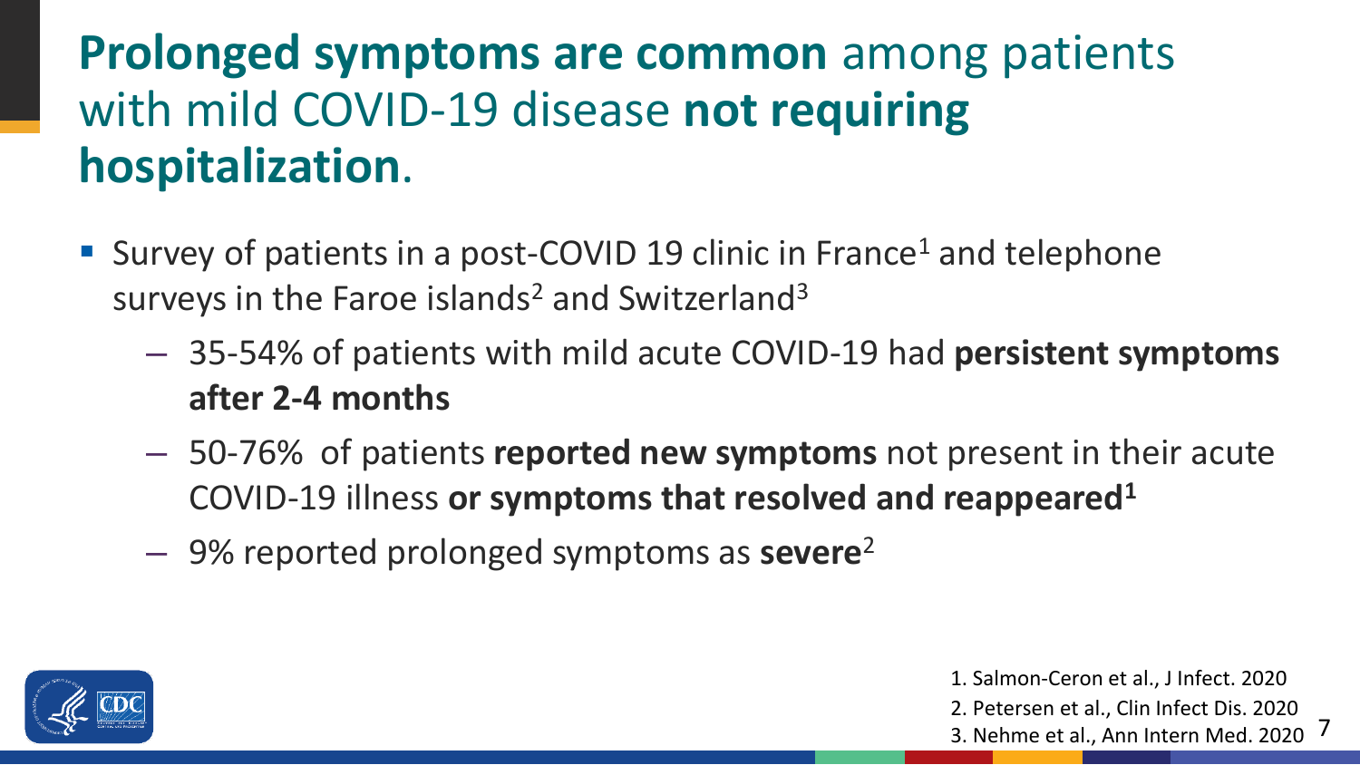# **Prolonged symptoms are common** among patients with mild COVID-19 disease **not requiring hospitalization**.

- Survey of patients in a post-COVID 19 clinic in France[1] and telephone surveys in the Faroe islands[2] and Switzerland[3]
  - 35-54% of patients with mild acute COVID-19 had **persistent symptoms after 2-4 months**
  - 50-76% of patients **reported new symptoms** not present in their acute COVID-19 illness **or symptoms that resolved and reappeared**[1]
  - 9% reported prolonged symptoms as **severe**[2]

1. Salmon-Ceron et al., J Infect. 2020
2. Petersen et al., Clin Infect Dis. 2020
3. Nehme et al., Ann Intern Med. 2020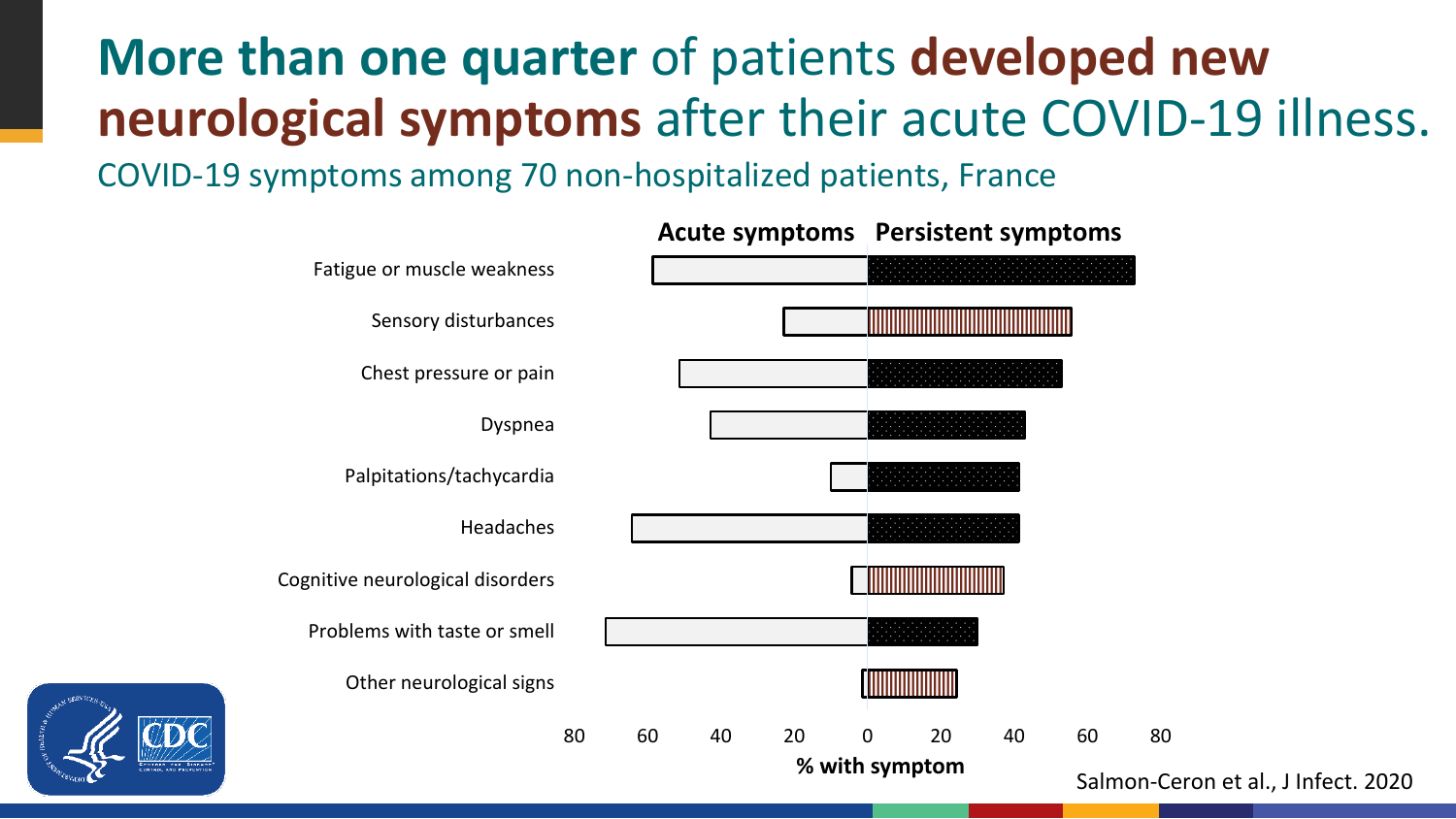# **More than one quarter** of patients **developed new neurological symptoms** after their acute COVID-19 illness.

COVID-19 symptoms among 70 non-hospitalized patients, France

**Acute symptoms** **Persistent symptoms**

- Fatigue or muscle weakness
- Sensory disturbances
- Chest pressure or pain
- Dyspnea
- Palpitations/tachycardia
- Headaches
- Cognitive neurological disorders
- Problems with taste or smell
- Other neurological signs

80 60 40 20 0 20 40 60 80

**% with symptom**

Salmon-Ceron et al., J Infect. 2020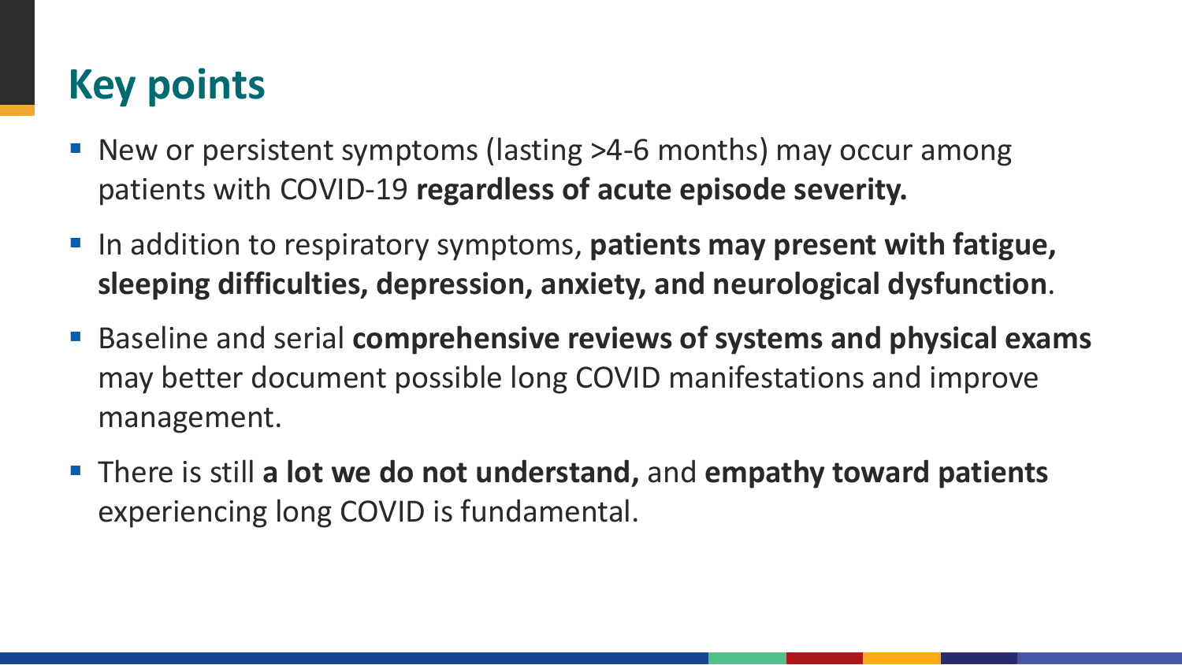# Key points

- New or persistent symptoms (lasting >4-6 months) may occur among patients with COVID-19 **regardless of acute episode severity.**
- In addition to respiratory symptoms, **patients may present with fatigue, sleeping difficulties, depression, anxiety, and neurological dysfunction**.
- Baseline and serial **comprehensive reviews of systems and physical exams** may better document possible long COVID manifestations and improve management.
- There is still **a lot we do not understand,** and **empathy toward patients** experiencing long COVID is fundamental.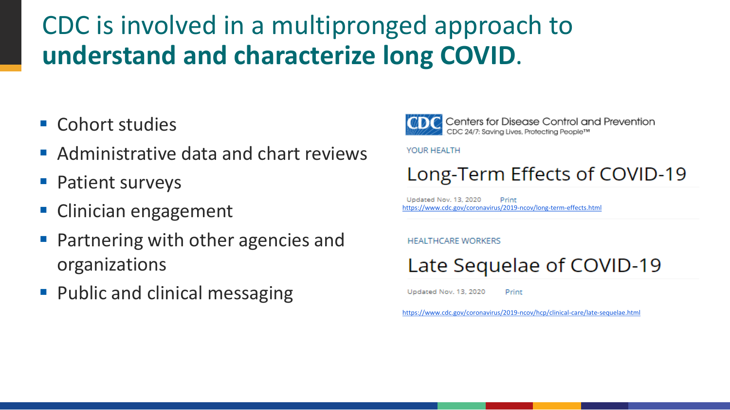# CDC is involved in a multipronged approach to **understand and characterize long COVID**.

- Cohort studies
- Administrative data and chart reviews
- Patient surveys
- Clinician engagement
- Partnering with other agencies and organizations
- Public and clinical messaging

CDC Centers for Disease Control and Prevention
CDC 24/7: Saving Lives, Protecting People™

YOUR HEALTH

## Long-Term Effects of COVID-19

Updated Nov. 13, 2020 Print

https://www.cdc.gov/coronavirus/2019-ncov/long-term-effects.html

HEALTHCARE WORKERS

## Late Sequelae of COVID-19

Updated Nov. 13, 2020 Print

https://www.cdc.gov/coronavirus/2019-ncov/hcp/clinical-care/late-sequelae.html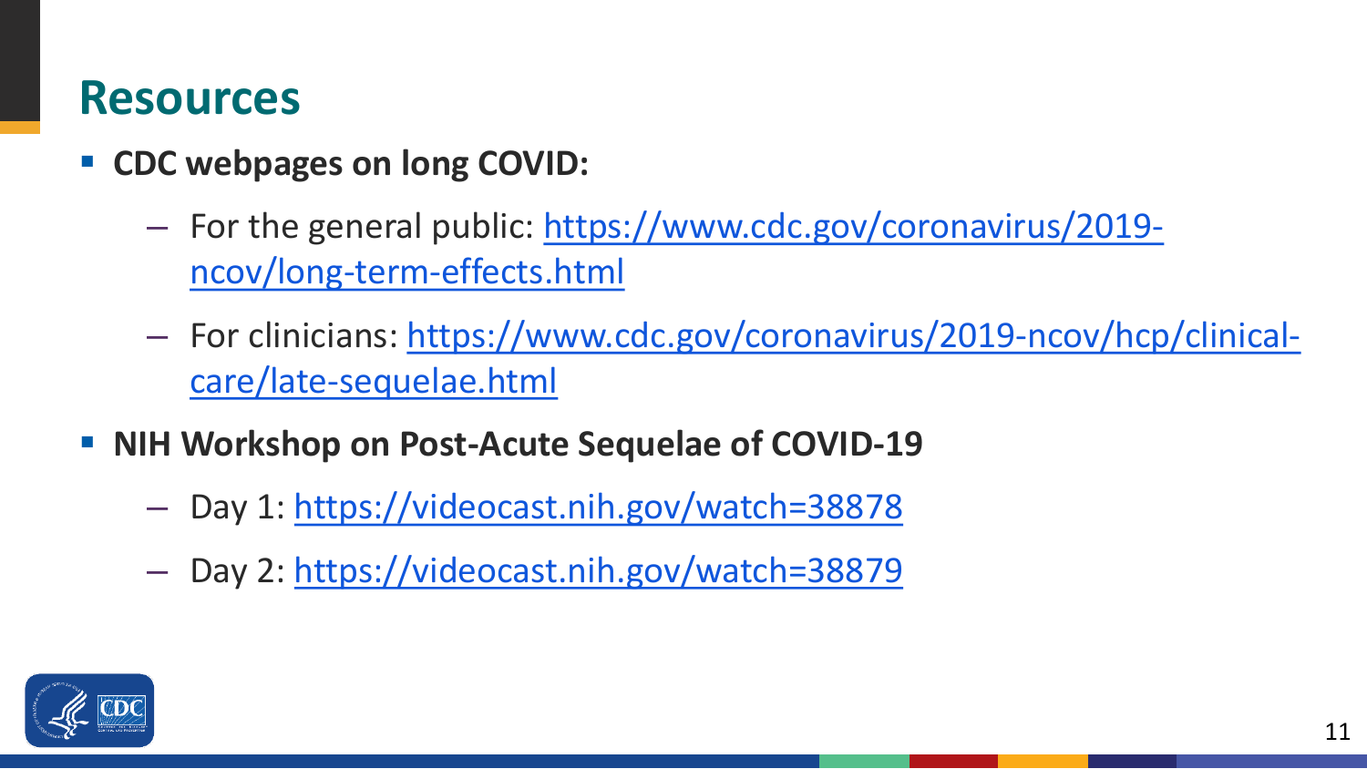# Resources

- **CDC webpages on long COVID:**
  - For the general public: https://www.cdc.gov/coronavirus/2019-ncov/long-term-effects.html
  - For clinicians: https://www.cdc.gov/coronavirus/2019-ncov/hcp/clinical-care/late-sequelae.html
- **NIH Workshop on Post-Acute Sequelae of COVID-19**
  - Day 1: https://videocast.nih.gov/watch=38878
  - Day 2: https://videocast.nih.gov/watch=38879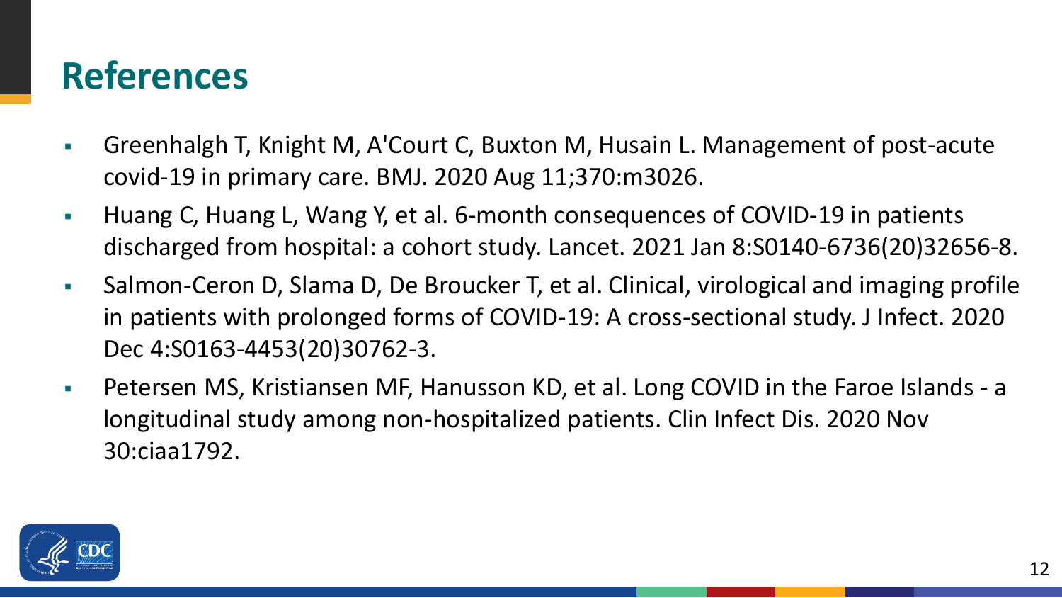# References

- Greenhalgh T, Knight M, A'Court C, Buxton M, Husain L. Management of post-acute covid-19 in primary care. BMJ. 2020 Aug 11;370:m3026.
- Huang C, Huang L, Wang Y, et al. 6-month consequences of COVID-19 in patients discharged from hospital: a cohort study. Lancet. 2021 Jan 8:S0140-6736(20)32656-8.
- Salmon-Ceron D, Slama D, De Broucker T, et al. Clinical, virological and imaging profile in patients with prolonged forms of COVID-19: A cross-sectional study. J Infect. 2020 Dec 4:S0163-4453(20)30762-3.
- Petersen MS, Kristiansen MF, Hanusson KD, et al. Long COVID in the Faroe Islands - a longitudinal study among non-hospitalized patients. Clin Infect Dis. 2020 Nov 30:ciaa1792.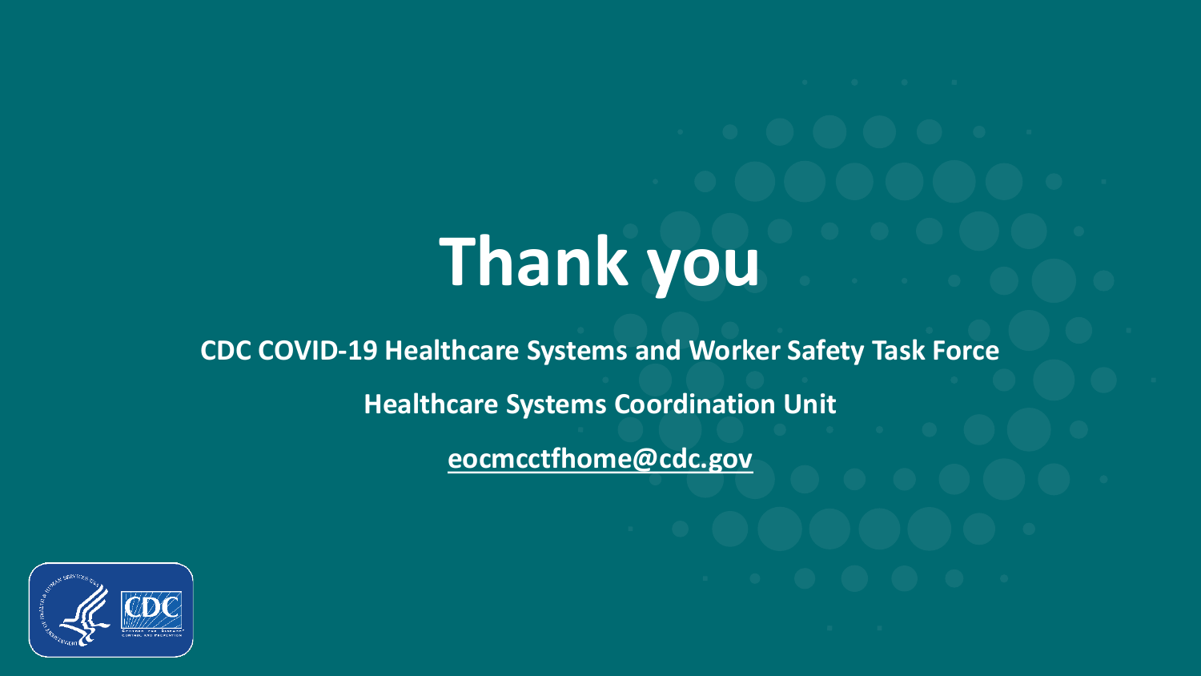# Thank you

**CDC COVID-19 Healthcare Systems and Worker Safety Task Force**

**Healthcare Systems Coordination Unit**

**eocmcctfhome@cdc.gov**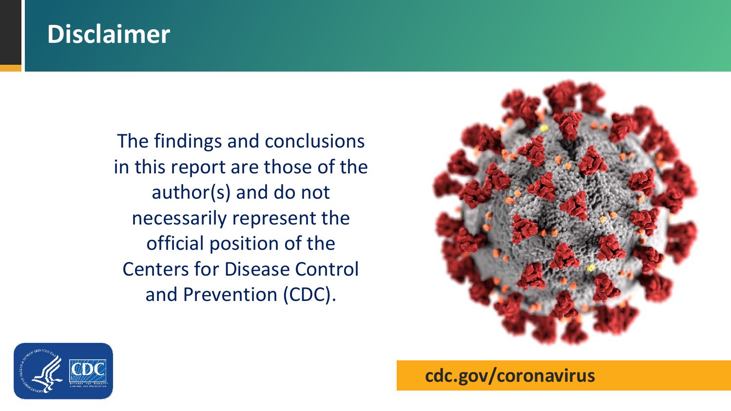# Disclaimer

The findings and conclusions in this report are those of the author(s) and do not necessarily represent the official position of the Centers for Disease Control and Prevention (CDC).

**cdc.gov/coronavirus**